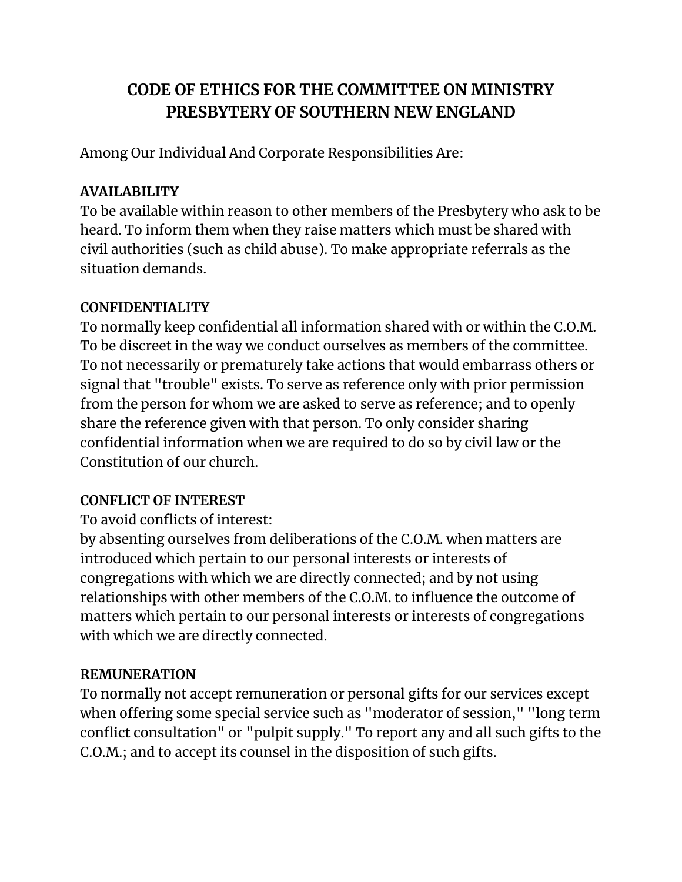# CODE OF ETHICS FOR THE COMMITTEE ON MINISTRY PRESBYTERY OF SOUTHERN NEW ENGLAND

Among Our Individual And Corporate Responsibilities Are:

**AVAILABILITY**

To be available within reason to other members of the Presbytery who ask to be heard. To inform them when they raise matters which must be shared with civil authorities (such as child abuse). To make appropriate referrals as the situation demands.

**CONFIDENTIALITY**

To normally keep confidential all information shared with or within the C.O.M. To be discreet in the way we conduct ourselves as members of the committee. To not necessarily or prematurely take actions that would embarrass others or signal that "trouble" exists. To serve as reference only with prior permission from the person for whom we are asked to serve as reference; and to openly share the reference given with that person. To only consider sharing confidential information when we are required to do so by civil law or the Constitution of our church.

**CONFLICT OF INTEREST**

To avoid conflicts of interest:
by absenting ourselves from deliberations of the C.O.M. when matters are introduced which pertain to our personal interests or interests of congregations with which we are directly connected; and by not using relationships with other members of the C.O.M. to influence the outcome of matters which pertain to our personal interests or interests of congregations with which we are directly connected.

**REMUNERATION**

To normally not accept remuneration or personal gifts for our services except when offering some special service such as "moderator of session," "long term conflict consultation" or "pulpit supply." To report any and all such gifts to the C.O.M.; and to accept its counsel in the disposition of such gifts.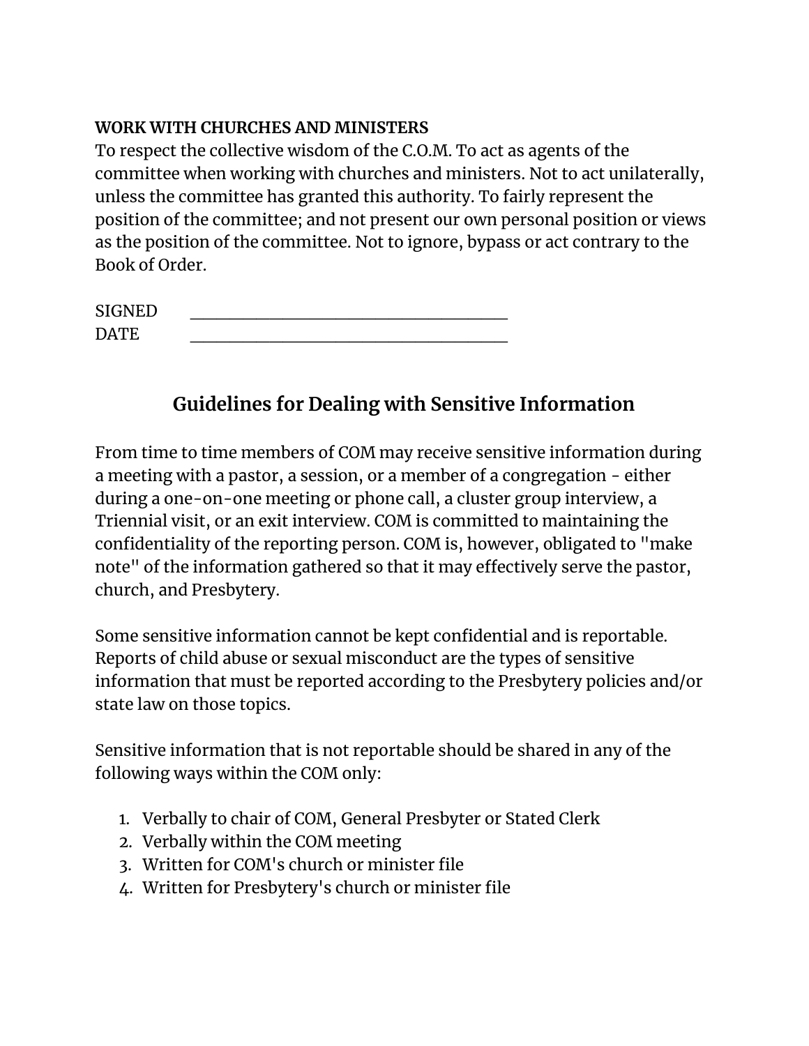**WORK WITH CHURCHES AND MINISTERS**
To respect the collective wisdom of the C.O.M. To act as agents of the committee when working with churches and ministers. Not to act unilaterally, unless the committee has granted this authority. To fairly represent the position of the committee; and not present our own personal position or views as the position of the committee. Not to ignore, bypass or act contrary to the Book of Order.

SIGNED ____________________________________
DATE ____________________________________

## Guidelines for Dealing with Sensitive Information

From time to time members of COM may receive sensitive information during a meeting with a pastor, a session, or a member of a congregation - either during a one-on-one meeting or phone call, a cluster group interview, a Triennial visit, or an exit interview. COM is committed to maintaining the confidentiality of the reporting person. COM is, however, obligated to "make note" of the information gathered so that it may effectively serve the pastor, church, and Presbytery.

Some sensitive information cannot be kept confidential and is reportable. Reports of child abuse or sexual misconduct are the types of sensitive information that must be reported according to the Presbytery policies and/or state law on those topics.

Sensitive information that is not reportable should be shared in any of the following ways within the COM only:

1. Verbally to chair of COM, General Presbyter or Stated Clerk
2. Verbally within the COM meeting
3. Written for COM's church or minister file
4. Written for Presbytery's church or minister file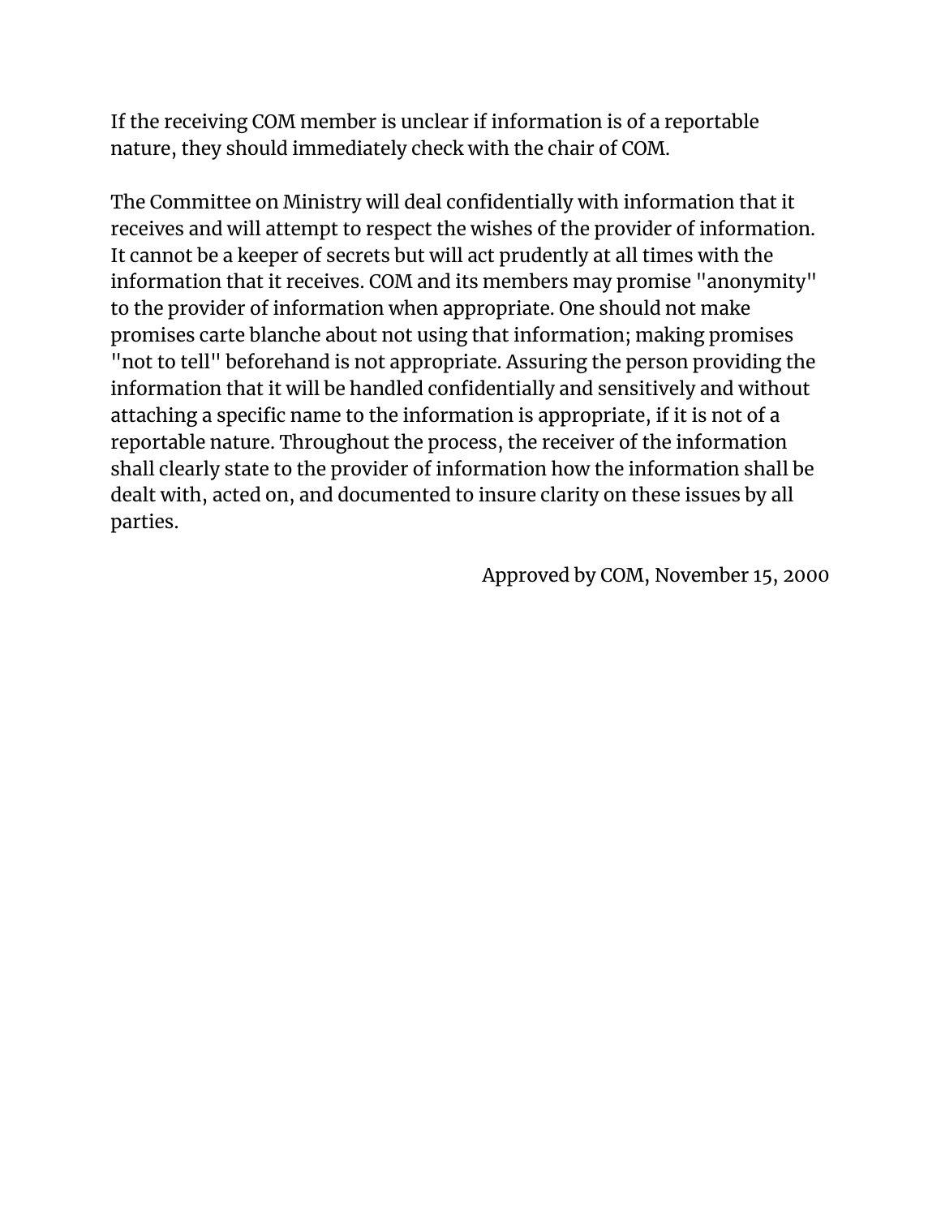If the receiving COM member is unclear if information is of a reportable nature, they should immediately check with the chair of COM.

The Committee on Ministry will deal confidentially with information that it receives and will attempt to respect the wishes of the provider of information. It cannot be a keeper of secrets but will act prudently at all times with the information that it receives. COM and its members may promise "anonymity" to the provider of information when appropriate. One should not make promises carte blanche about not using that information; making promises "not to tell" beforehand is not appropriate. Assuring the person providing the information that it will be handled confidentially and sensitively and without attaching a specific name to the information is appropriate, if it is not of a reportable nature. Throughout the process, the receiver of the information shall clearly state to the provider of information how the information shall be dealt with, acted on, and documented to insure clarity on these issues by all parties.

Approved by COM, November 15, 2000